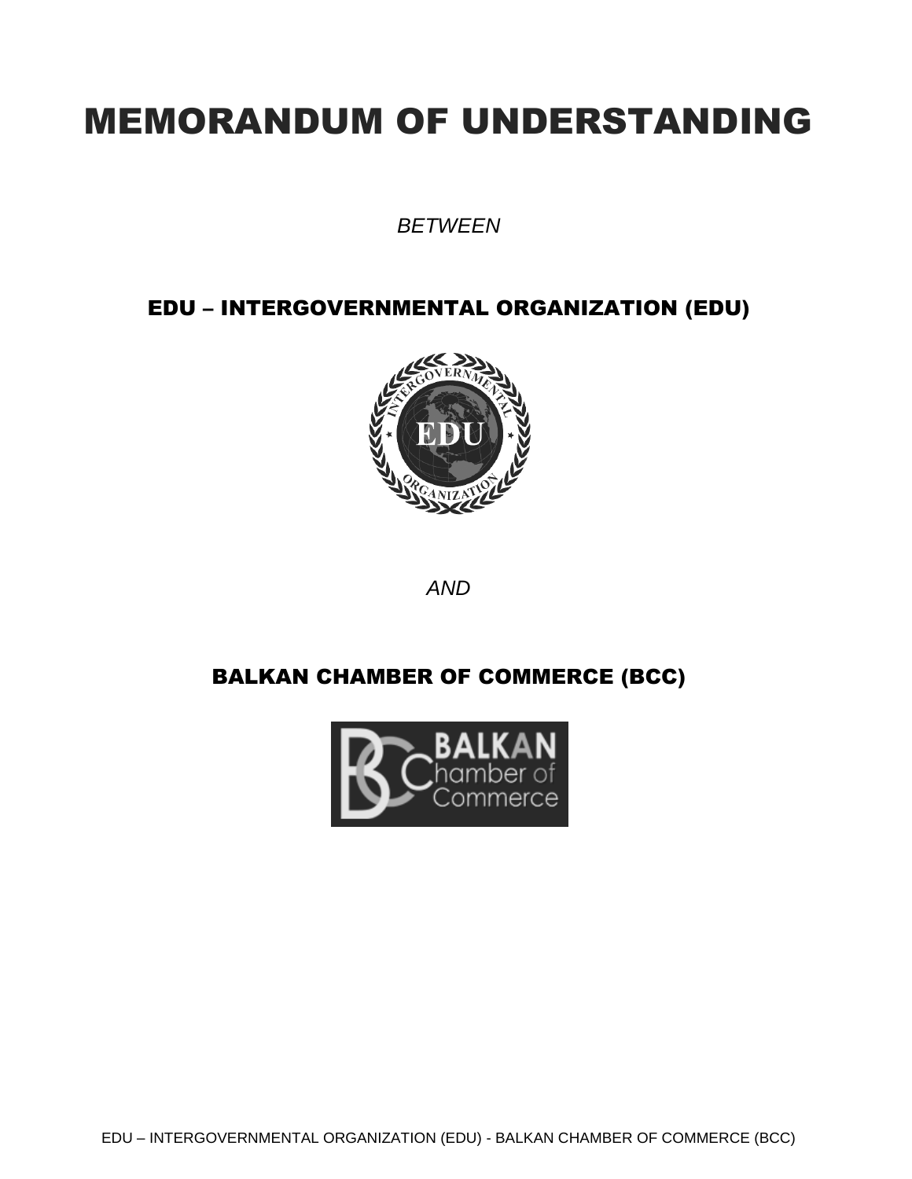# MEMORANDUM OF UNDERSTANDING

*BETWEEN*

## EDU – INTERGOVERNMENTAL ORGANIZATION (EDU)

*AND*

## BALKAN CHAMBER OF COMMERCE (BCC)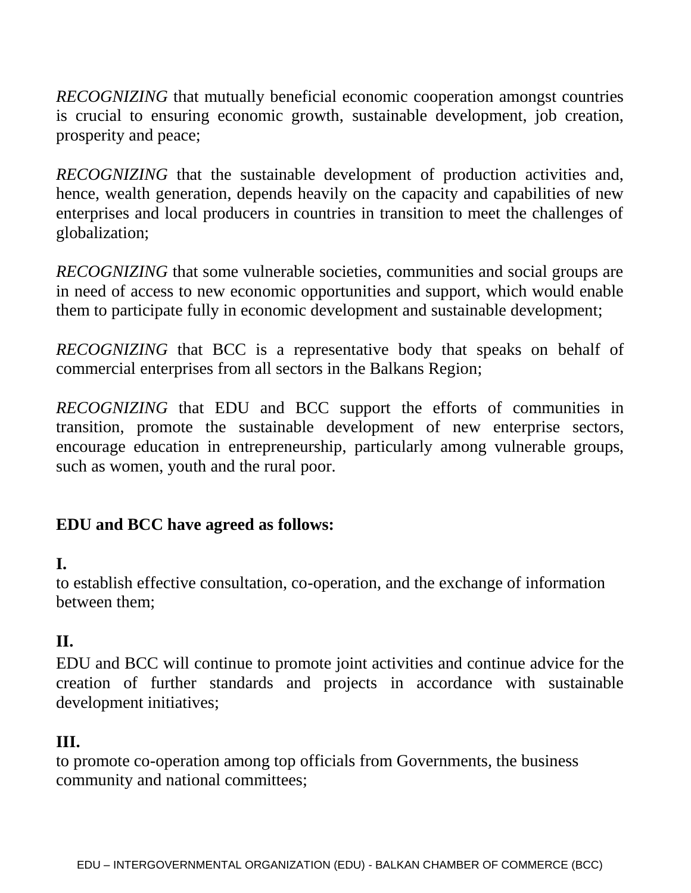*RECOGNIZING* that mutually beneficial economic cooperation amongst countries is crucial to ensuring economic growth, sustainable development, job creation, prosperity and peace;

*RECOGNIZING* that the sustainable development of production activities and, hence, wealth generation, depends heavily on the capacity and capabilities of new enterprises and local producers in countries in transition to meet the challenges of globalization;

*RECOGNIZING* that some vulnerable societies, communities and social groups are in need of access to new economic opportunities and support, which would enable them to participate fully in economic development and sustainable development;

*RECOGNIZING* that BCC is a representative body that speaks on behalf of commercial enterprises from all sectors in the Balkans Region;

*RECOGNIZING* that EDU and BCC support the efforts of communities in transition, promote the sustainable development of new enterprise sectors, encourage education in entrepreneurship, particularly among vulnerable groups, such as women, youth and the rural poor.

**EDU and BCC have agreed as follows:**

**I.**
to establish effective consultation, co-operation, and the exchange of information between them;

**II.**
EDU and BCC will continue to promote joint activities and continue advice for the creation of further standards and projects in accordance with sustainable development initiatives;

**III.**
to promote co-operation among top officials from Governments, the business community and national committees;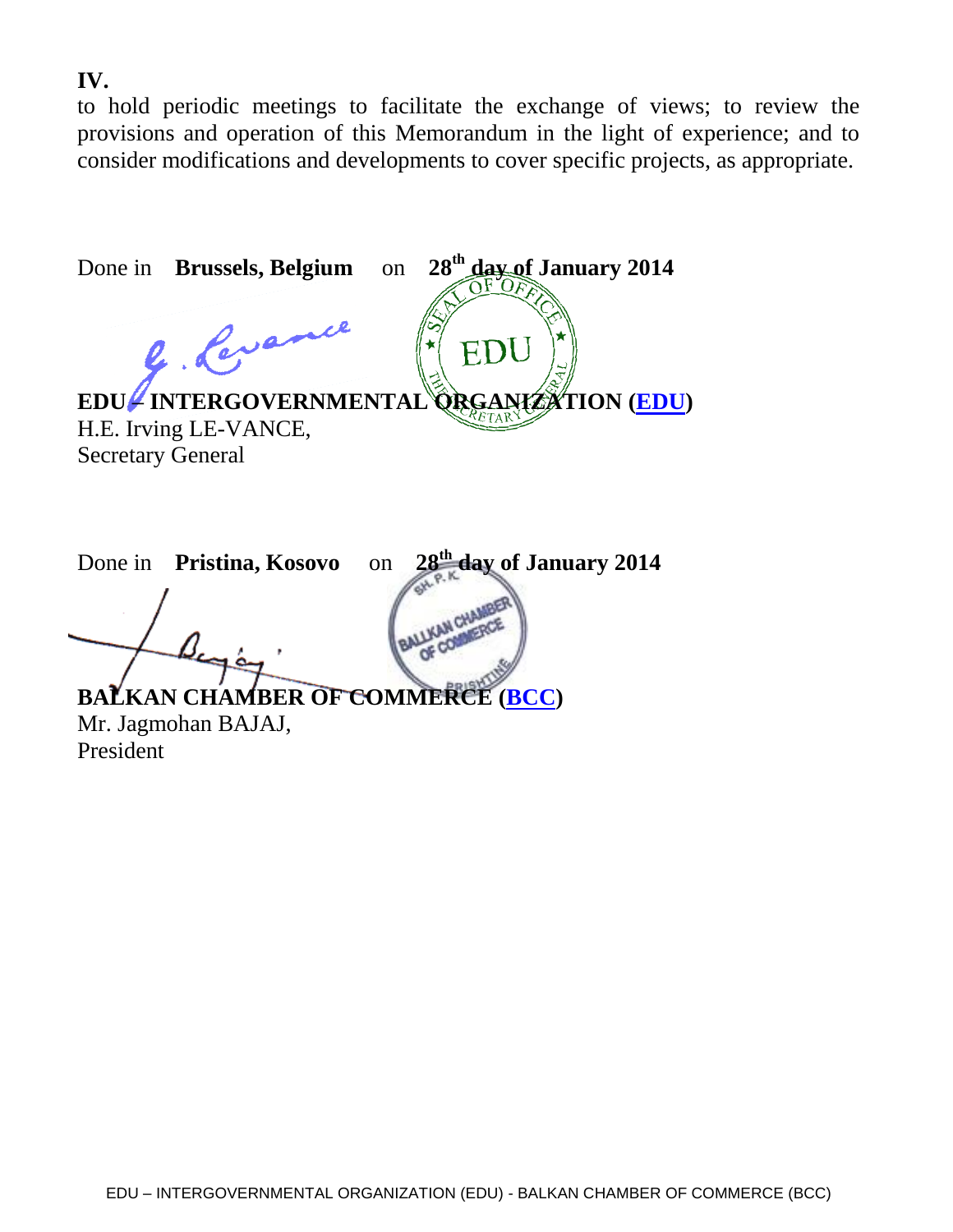**IV.**

to hold periodic meetings to facilitate the exchange of views; to review the provisions and operation of this Memorandum in the light of experience; and to consider modifications and developments to cover specific projects, as appropriate.

Done in **Brussels, Belgium** on **28th day of January 2014**

**EDU – INTERGOVERNMENTAL ORGANIZATION (EDU)**
H.E. Irving LE-VANCE,
Secretary General

Done in **Pristina, Kosovo** on **28th day of January 2014**

**BALKAN CHAMBER OF COMMERCE (BCC)**
Mr. Jagmohan BAJAJ,
President